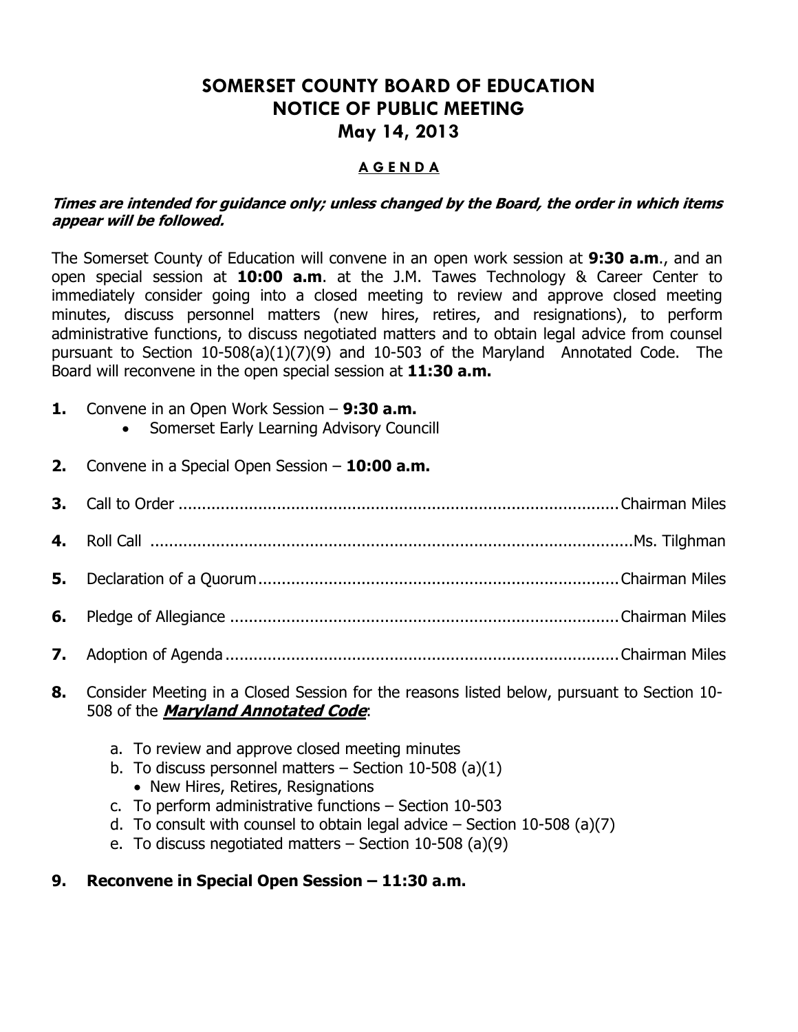# SOMERSET COUNTY BOARD OF EDUCATION
# NOTICE OF PUBLIC MEETING
# May 14, 2013

## A G E N D A

***Times are intended for guidance only; unless changed by the Board, the order in which items appear will be followed.***

The Somerset County of Education will convene in an open work session at **9:30 a.m**., and an open special session at **10:00 a.m**. at the J.M. Tawes Technology & Career Center to immediately consider going into a closed meeting to review and approve closed meeting minutes, discuss personnel matters (new hires, retires, and resignations), to perform administrative functions, to discuss negotiated matters and to obtain legal advice from counsel pursuant to Section 10-508(a)(1)(7)(9) and 10-503 of the Maryland Annotated Code. The Board will reconvene in the open special session at **11:30 a.m.**

**1.** Convene in an Open Work Session – **9:30 a.m.**
   - Somerset Early Learning Advisory Councill

**2.** Convene in a Special Open Session – **10:00 a.m.**

**3.** Call to Order ........................................ Chairman Miles

**4.** Roll Call ........................................ Ms. Tilghman

**5.** Declaration of a Quorum ........................................ Chairman Miles

**6.** Pledge of Allegiance ........................................ Chairman Miles

**7.** Adoption of Agenda ........................................ Chairman Miles

**8.** Consider Meeting in a Closed Session for the reasons listed below, pursuant to Section 10-508 of the ***Maryland Annotated Code***:

   a. To review and approve closed meeting minutes
   b. To discuss personnel matters – Section 10-508 (a)(1)
      - New Hires, Retires, Resignations
   c. To perform administrative functions – Section 10-503
   d. To consult with counsel to obtain legal advice – Section 10-508 (a)(7)
   e. To discuss negotiated matters – Section 10-508 (a)(9)

**9. Reconvene in Special Open Session – 11:30 a.m.**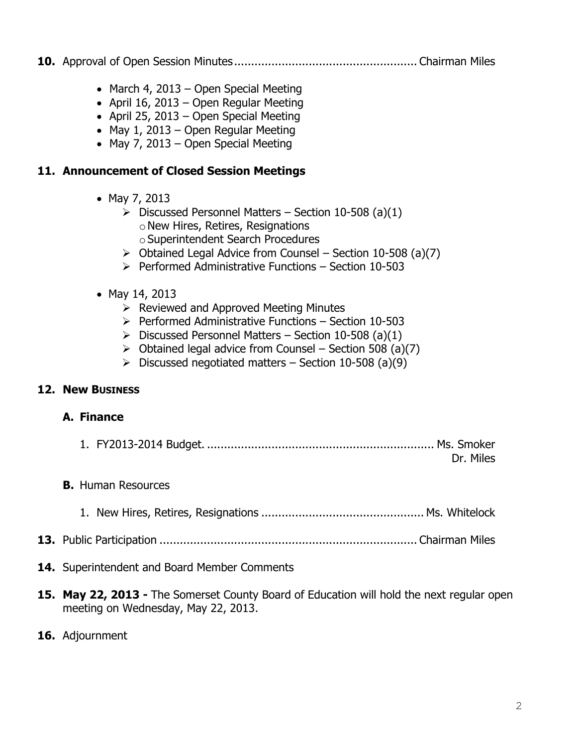**10.** Approval of Open Session Minutes ...................................................... Chairman Miles

- March 4, 2013 – Open Special Meeting
- April 16, 2013 – Open Regular Meeting
- April 25, 2013 – Open Special Meeting
- May 1, 2013 – Open Regular Meeting
- May 7, 2013 – Open Special Meeting

**11. Announcement of Closed Session Meetings**

- May 7, 2013
  - Discussed Personnel Matters – Section 10-508 (a)(1)
    - New Hires, Retires, Resignations
    - Superintendent Search Procedures
  - Obtained Legal Advice from Counsel – Section 10-508 (a)(7)
  - Performed Administrative Functions – Section 10-503
- May 14, 2013
  - Reviewed and Approved Meeting Minutes
  - Performed Administrative Functions – Section 10-503
  - Discussed Personnel Matters – Section 10-508 (a)(1)
  - Obtained legal advice from Counsel – Section 508 (a)(7)
  - Discussed negotiated matters – Section 10-508 (a)(9)

**12. New BUSINESS**

**A. Finance**

1. FY2013-2014 Budget. .................................................................... Ms. Smoker
   Dr. Miles

**B.** Human Resources

1. New Hires, Retires, Resignations ................................................ Ms. Whitelock

**13.** Public Participation ............................................................................ Chairman Miles

**14.** Superintendent and Board Member Comments

**15. May 22, 2013 -** The Somerset County Board of Education will hold the next regular open meeting on Wednesday, May 22, 2013.

**16.** Adjournment